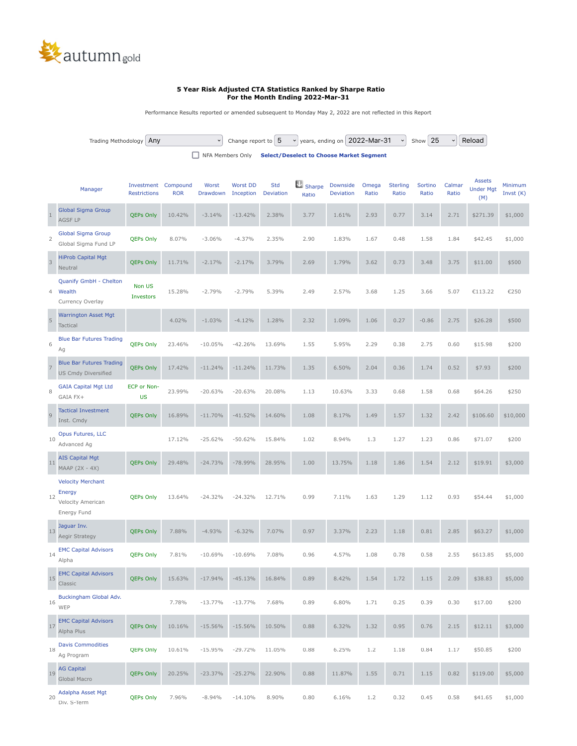autumngold

**5 Year Risk Adjusted CTA Statistics Ranked by Sharpe Ratio**
**For the Month Ending 2022-Mar-31**

Performance Results reported or amended subsequent to Monday May 2, 2022 are not reflected in this Report

Trading Methodology Any | Change report to 5 years, ending on 2022-Mar-31 | Show 25 | Reload

NFA Members Only | **Select/Deselect to Choose Market Segment**

| | Manager | Investment Restrictions | Compound ROR | Worst Drawdown | Worst DD Inception | Std Deviation | Sharpe Ratio | Downside Deviation | Omega Ratio | Sterling Ratio | Sortino Ratio | Calmar Ratio | Assets Under Mgt (M) | Minimum Invst (K) |
|---|---|---|---|---|---|---|---|---|---|---|---|---|---|---|
| 1 | Global Sigma Group<br>AGSF LP | QEPs Only | 10.42% | -3.14% | -13.42% | 2.38% | 3.77 | 1.61% | 2.93 | 0.77 | 3.14 | 2.71 | $271.39 | $1,000 |
| 2 | Global Sigma Group<br>Global Sigma Fund LP | QEPs Only | 8.07% | -3.06% | -4.37% | 2.35% | 2.90 | 1.83% | 1.67 | 0.48 | 1.58 | 1.84 | $42.45 | $1,000 |
| 3 | HiProb Capital Mgt<br>Neutral | QEPs Only | 11.71% | -2.17% | -2.17% | 3.79% | 2.69 | 1.79% | 3.62 | 0.73 | 3.48 | 3.75 | $11.00 | $500 |
| 4 | Quanify GmbH - Chelton Wealth<br>Currency Overlay | Non US Investors | 15.28% | -2.79% | -2.79% | 5.39% | 2.49 | 2.57% | 3.68 | 1.25 | 3.66 | 5.07 | €113.22 | €250 |
| 5 | Warrington Asset Mgt<br>Tactical | | 4.02% | -1.03% | -4.12% | 1.28% | 2.32 | 1.09% | 1.06 | 0.27 | -0.86 | 2.75 | $26.28 | $500 |
| 6 | Blue Bar Futures Trading<br>Ag | QEPs Only | 23.46% | -10.05% | -42.26% | 13.69% | 1.55 | 5.95% | 2.29 | 0.38 | 2.75 | 0.60 | $15.98 | $200 |
| 7 | Blue Bar Futures Trading<br>US Cmdy Diversified | QEPs Only | 17.42% | -11.24% | -11.24% | 11.73% | 1.35 | 6.50% | 2.04 | 0.36 | 1.74 | 0.52 | $7.93 | $200 |
| 8 | GAIA Capital Mgt Ltd<br>GAIA FX+ | ECP or Non-US | 23.99% | -20.63% | -20.63% | 20.08% | 1.13 | 10.63% | 3.33 | 0.68 | 1.58 | 0.68 | $64.26 | $250 |
| 9 | Tactical Investment<br>Inst. Cmdy | QEPs Only | 16.89% | -11.70% | -41.52% | 14.60% | 1.08 | 8.17% | 1.49 | 1.57 | 1.32 | 2.42 | $106.60 | $10,000 |
| 10 | Opus Futures, LLC<br>Advanced Ag | | 17.12% | -25.62% | -50.62% | 15.84% | 1.02 | 8.94% | 1.3 | 1.27 | 1.23 | 0.86 | $71.07 | $200 |
| 11 | AIS Capital Mgt<br>MAAP (2X - 4X) | QEPs Only | 29.48% | -24.73% | -78.99% | 28.95% | 1.00 | 13.75% | 1.18 | 1.86 | 1.54 | 2.12 | $19.91 | $3,000 |
| 12 | Velocity Merchant Energy<br>Velocity American Energy Fund | QEPs Only | 13.64% | -24.32% | -24.32% | 12.71% | 0.99 | 7.11% | 1.63 | 1.29 | 1.12 | 0.93 | $54.44 | $1,000 |
| 13 | Jaguar Inv.<br>Aegir Strategy | QEPs Only | 7.88% | -4.93% | -6.32% | 7.07% | 0.97 | 3.37% | 2.23 | 1.18 | 0.81 | 2.85 | $63.27 | $1,000 |
| 14 | EMC Capital Advisors<br>Alpha | QEPs Only | 7.81% | -10.69% | -10.69% | 7.08% | 0.96 | 4.57% | 1.08 | 0.78 | 0.58 | 2.55 | $613.85 | $5,000 |
| 15 | EMC Capital Advisors<br>Classic | QEPs Only | 15.63% | -17.94% | -45.13% | 16.84% | 0.89 | 8.42% | 1.54 | 1.72 | 1.15 | 2.09 | $38.83 | $5,000 |
| 16 | Buckingham Global Adv.<br>WEP | | 7.78% | -13.77% | -13.77% | 7.68% | 0.89 | 6.80% | 1.71 | 0.25 | 0.39 | 0.30 | $17.00 | $200 |
| 17 | EMC Capital Advisors<br>Alpha Plus | QEPs Only | 10.16% | -15.56% | -15.56% | 10.50% | 0.88 | 6.32% | 1.32 | 0.95 | 0.76 | 2.15 | $12.11 | $3,000 |
| 18 | Davis Commodities<br>Ag Program | QEPs Only | 10.61% | -15.95% | -29.72% | 11.05% | 0.88 | 6.25% | 1.2 | 1.18 | 0.84 | 1.17 | $50.85 | $200 |
| 19 | AG Capital<br>Global Macro | QEPs Only | 20.25% | -23.37% | -25.27% | 22.90% | 0.88 | 11.87% | 1.55 | 0.71 | 1.15 | 0.82 | $119.00 | $5,000 |
| 20 | Adalpha Asset Mgt<br>Div. S-Term | QEPs Only | 7.96% | -8.94% | -14.10% | 8.90% | 0.80 | 6.16% | 1.2 | 0.32 | 0.45 | 0.58 | $41.65 | $1,000 |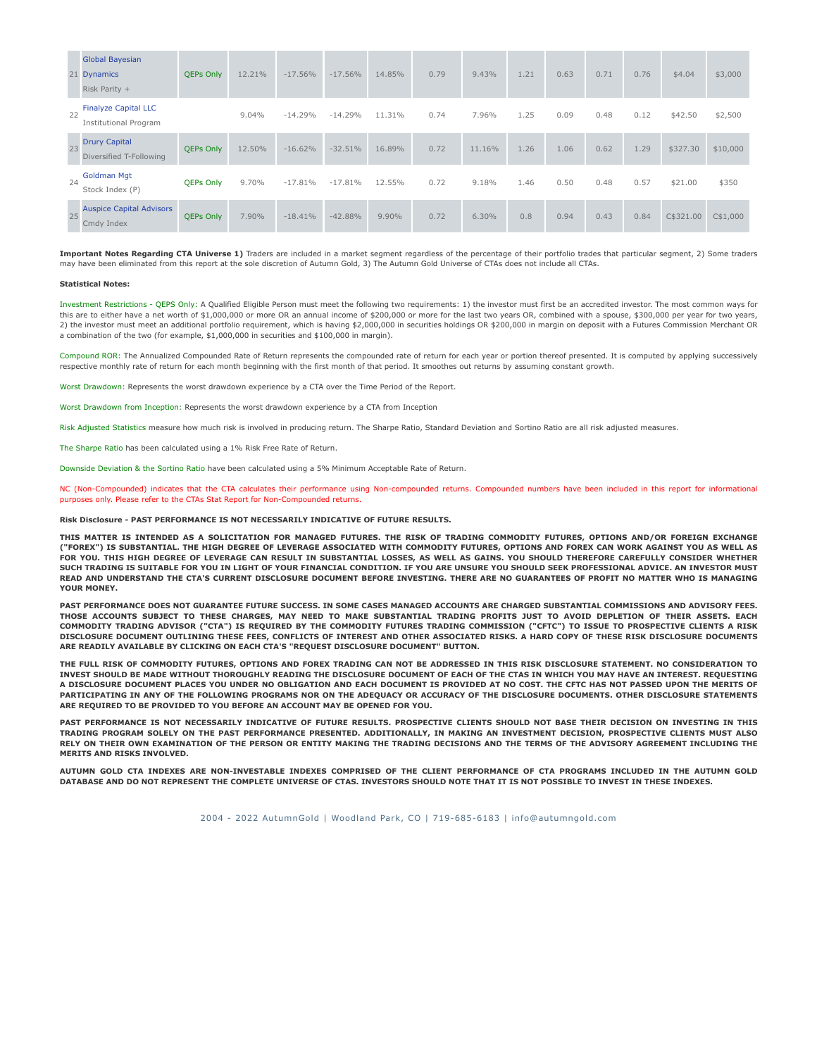| | | | | | | | | | | | | | | |
|---|---|---|---|---|---|---|---|---|---|---|---|---|---|---|
| 21 | Global Bayesian Dynamics<br>Risk Parity + | QEPs Only | 12.21% | -17.56% | -17.56% | 14.85% | 0.79 | 9.43% | 1.21 | 0.63 | 0.71 | 0.76 | $4.04 | $3,000 |
| 22 | Finalyze Capital LLC<br>Institutional Program | | 9.04% | -14.29% | -14.29% | 11.31% | 0.74 | 7.96% | 1.25 | 0.09 | 0.48 | 0.12 | $42.50 | $2,500 |
| 23 | Drury Capital<br>Diversified T-Following | QEPs Only | 12.50% | -16.62% | -32.51% | 16.89% | 0.72 | 11.16% | 1.26 | 1.06 | 0.62 | 1.29 | $327.30 | $10,000 |
| 24 | Goldman Mgt<br>Stock Index (P) | QEPs Only | 9.70% | -17.81% | -17.81% | 12.55% | 0.72 | 9.18% | 1.46 | 0.50 | 0.48 | 0.57 | $21.00 | $350 |
| 25 | Auspice Capital Advisors<br>Cmdy Index | QEPs Only | 7.90% | -18.41% | -42.88% | 9.90% | 0.72 | 6.30% | 0.8 | 0.94 | 0.43 | 0.84 | C$321.00 | C$1,000 |

**Important Notes Regarding CTA Universe 1)** Traders are included in a market segment regardless of the percentage of their portfolio trades that particular segment, 2) Some traders may have been eliminated from this report at the sole discretion of Autumn Gold, 3) The Autumn Gold Universe of CTAs does not include all CTAs.

**Statistical Notes:**

Investment Restrictions - QEPS Only: A Qualified Eligible Person must meet the following two requirements: 1) the investor must first be an accredited investor. The most common ways for this are to either have a net worth of $1,000,000 or more OR an annual income of $200,000 or more for the last two years OR, combined with a spouse, $300,000 per year for two years, 2) the investor must meet an additional portfolio requirement, which is having $2,000,000 in securities holdings OR $200,000 in margin on deposit with a Futures Commission Merchant OR a combination of the two (for example, $1,000,000 in securities and $100,000 in margin).

Compound ROR: The Annualized Compounded Rate of Return represents the compounded rate of return for each year or portion thereof presented. It is computed by applying successively respective monthly rate of return for each month beginning with the first month of that period. It smoothes out returns by assuming constant growth.

Worst Drawdown: Represents the worst drawdown experience by a CTA over the Time Period of the Report.

Worst Drawdown from Inception: Represents the worst drawdown experience by a CTA from Inception

Risk Adjusted Statistics measure how much risk is involved in producing return. The Sharpe Ratio, Standard Deviation and Sortino Ratio are all risk adjusted measures.

The Sharpe Ratio has been calculated using a 1% Risk Free Rate of Return.

Downside Deviation & the Sortino Ratio have been calculated using a 5% Minimum Acceptable Rate of Return.

NC (Non-Compounded) indicates that the CTA calculates their performance using Non-compounded returns. Compounded numbers have been included in this report for informational purposes only. Please refer to the CTAs Stat Report for Non-Compounded returns.

**Risk Disclosure - PAST PERFORMANCE IS NOT NECESSARILY INDICATIVE OF FUTURE RESULTS.**

**THIS MATTER IS INTENDED AS A SOLICITATION FOR MANAGED FUTURES. THE RISK OF TRADING COMMODITY FUTURES, OPTIONS AND/OR FOREIGN EXCHANGE ("FOREX") IS SUBSTANTIAL. THE HIGH DEGREE OF LEVERAGE ASSOCIATED WITH COMMODITY FUTURES, OPTIONS AND FOREX CAN WORK AGAINST YOU AS WELL AS FOR YOU. THIS HIGH DEGREE OF LEVERAGE CAN RESULT IN SUBSTANTIAL LOSSES, AS WELL AS GAINS. YOU SHOULD THEREFORE CAREFULLY CONSIDER WHETHER SUCH TRADING IS SUITABLE FOR YOU IN LIGHT OF YOUR FINANCIAL CONDITION. IF YOU ARE UNSURE YOU SHOULD SEEK PROFESSIONAL ADVICE. AN INVESTOR MUST READ AND UNDERSTAND THE CTA'S CURRENT DISCLOSURE DOCUMENT BEFORE INVESTING. THERE ARE NO GUARANTEES OF PROFIT NO MATTER WHO IS MANAGING YOUR MONEY.**

**PAST PERFORMANCE DOES NOT GUARANTEE FUTURE SUCCESS. IN SOME CASES MANAGED ACCOUNTS ARE CHARGED SUBSTANTIAL COMMISSIONS AND ADVISORY FEES. THOSE ACCOUNTS SUBJECT TO THESE CHARGES, MAY NEED TO MAKE SUBSTANTIAL TRADING PROFITS JUST TO AVOID DEPLETION OF THEIR ASSETS. EACH COMMODITY TRADING ADVISOR ("CTA") IS REQUIRED BY THE COMMODITY FUTURES TRADING COMMISSION ("CFTC") TO ISSUE TO PROSPECTIVE CLIENTS A RISK DISCLOSURE DOCUMENT OUTLINING THESE FEES, CONFLICTS OF INTEREST AND OTHER ASSOCIATED RISKS. A HARD COPY OF THESE RISK DISCLOSURE DOCUMENTS ARE READILY AVAILABLE BY CLICKING ON EACH CTA'S "REQUEST DISCLOSURE DOCUMENT" BUTTON.**

**THE FULL RISK OF COMMODITY FUTURES, OPTIONS AND FOREX TRADING CAN NOT BE ADDRESSED IN THIS RISK DISCLOSURE STATEMENT. NO CONSIDERATION TO INVEST SHOULD BE MADE WITHOUT THOROUGHLY READING THE DISCLOSURE DOCUMENT OF EACH OF THE CTAS IN WHICH YOU MAY HAVE AN INTEREST. REQUESTING A DISCLOSURE DOCUMENT PLACES YOU UNDER NO OBLIGATION AND EACH DOCUMENT IS PROVIDED AT NO COST. THE CFTC HAS NOT PASSED UPON THE MERITS OF PARTICIPATING IN ANY OF THE FOLLOWING PROGRAMS NOR ON THE ADEQUACY OR ACCURACY OF THE DISCLOSURE DOCUMENTS. OTHER DISCLOSURE STATEMENTS ARE REQUIRED TO BE PROVIDED TO YOU BEFORE AN ACCOUNT MAY BE OPENED FOR YOU.**

**PAST PERFORMANCE IS NOT NECESSARILY INDICATIVE OF FUTURE RESULTS. PROSPECTIVE CLIENTS SHOULD NOT BASE THEIR DECISION ON INVESTING IN THIS TRADING PROGRAM SOLELY ON THE PAST PERFORMANCE PRESENTED. ADDITIONALLY, IN MAKING AN INVESTMENT DECISION, PROSPECTIVE CLIENTS MUST ALSO RELY ON THEIR OWN EXAMINATION OF THE PERSON OR ENTITY MAKING THE TRADING DECISIONS AND THE TERMS OF THE ADVISORY AGREEMENT INCLUDING THE MERITS AND RISKS INVOLVED.**

**AUTUMN GOLD CTA INDEXES ARE NON-INVESTABLE INDEXES COMPRISED OF THE CLIENT PERFORMANCE OF CTA PROGRAMS INCLUDED IN THE AUTUMN GOLD DATABASE AND DO NOT REPRESENT THE COMPLETE UNIVERSE OF CTAS. INVESTORS SHOULD NOTE THAT IT IS NOT POSSIBLE TO INVEST IN THESE INDEXES.**

2004 - 2022 AutumnGold | Woodland Park, CO | 719-685-6183 | info@autumngold.com